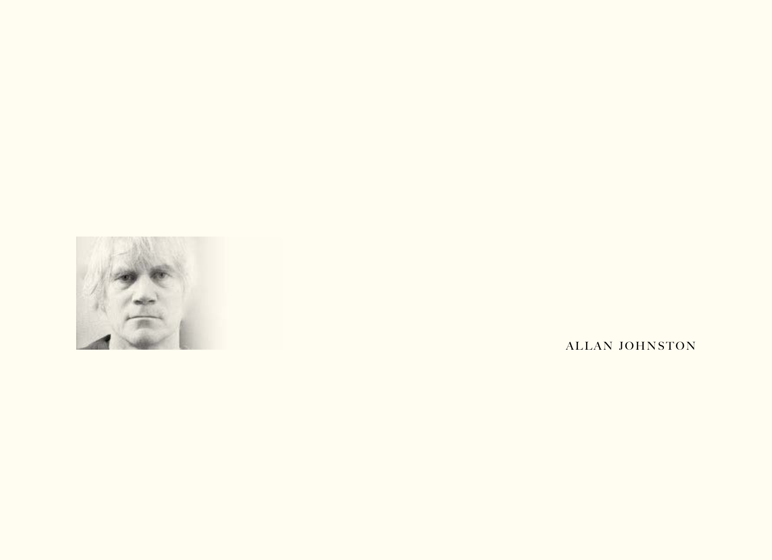ALLAN JOHNSTON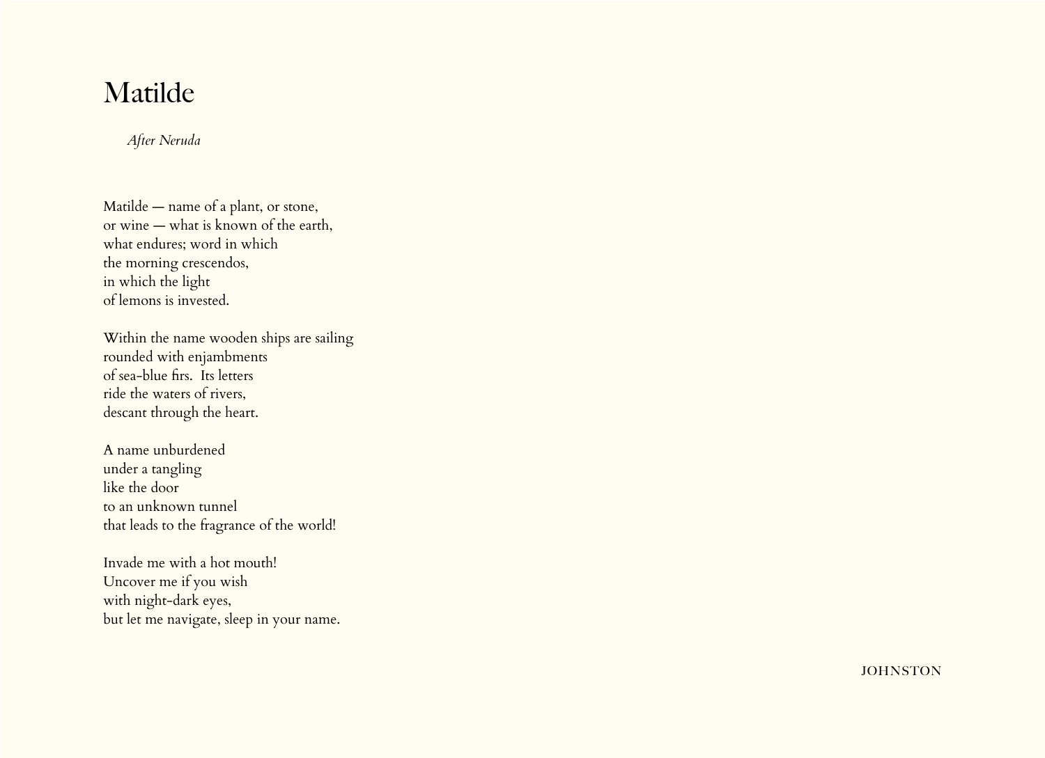# Matilde

*After Neruda*

Matilde — name of a plant, or stone,  
or wine — what is known of the earth,  
what endures; word in which  
the morning crescendos,  
in which the light  
of lemons is invested.

Within the name wooden ships are sailing  
rounded with enjambments  
of sea-blue firs.  Its letters  
ride the waters of rivers,  
descant through the heart.

A name unburdened  
under a tangling  
like the door  
to an unknown tunnel  
that leads to the fragrance of the world!

Invade me with a hot mouth!  
Uncover me if you wish  
with night-dark eyes,  
but let me navigate, sleep in your name.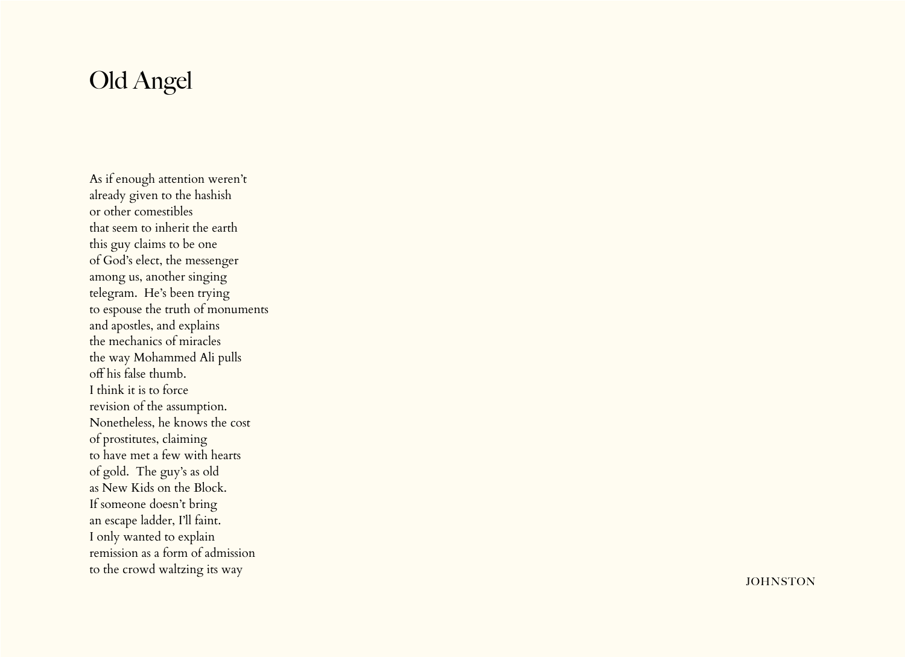# Old Angel

As if enough attention weren't  
already given to the hashish  
or other comestibles  
that seem to inherit the earth  
this guy claims to be one  
of God's elect, the messenger  
among us, another singing  
telegram.  He's been trying  
to espouse the truth of monuments  
and apostles, and explains  
the mechanics of miracles  
the way Mohammed Ali pulls  
off his false thumb.  
I think it is to force  
revision of the assumption.  
Nonetheless, he knows the cost  
of prostitutes, claiming  
to have met a few with hearts  
of gold.  The guy's as old  
as New Kids on the Block.  
If someone doesn't bring  
an escape ladder, I'll faint.  
I only wanted to explain  
remission as a form of admission  
to the crowd waltzing its way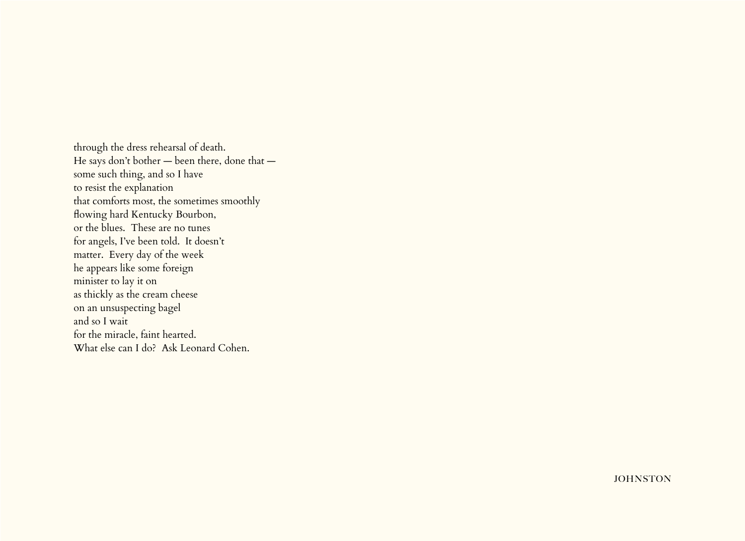through the dress rehearsal of death.  
He says don't bother — been there, done that —  
some such thing, and so I have  
to resist the explanation  
that comforts most, the sometimes smoothly  
flowing hard Kentucky Bourbon,  
or the blues.  These are no tunes  
for angels, I've been told.  It doesn't  
matter.  Every day of the week  
he appears like some foreign  
minister to lay it on  
as thickly as the cream cheese  
on an unsuspecting bagel  
and so I wait  
for the miracle, faint hearted.  
What else can I do?  Ask Leonard Cohen.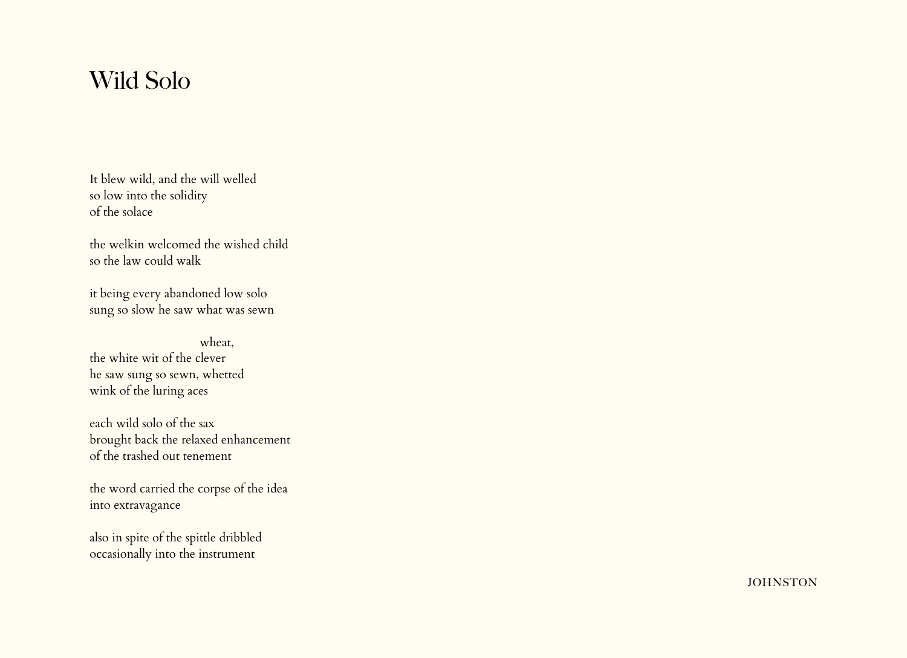# Wild Solo

It blew wild, and the will welled  
so low into the solidity  
of the solace

the welkin welcomed the wished child  
so the law could walk

it being every abandoned low solo  
sung so slow he saw what was sewn

                                        wheat,  
the white wit of the clever  
he saw sung so sewn, whetted  
wink of the luring aces

each wild solo of the sax  
brought back the relaxed enhancement  
of the trashed out tenement

the word carried the corpse of the idea  
into extravagance

also in spite of the spittle dribbled  
occasionally into the instrument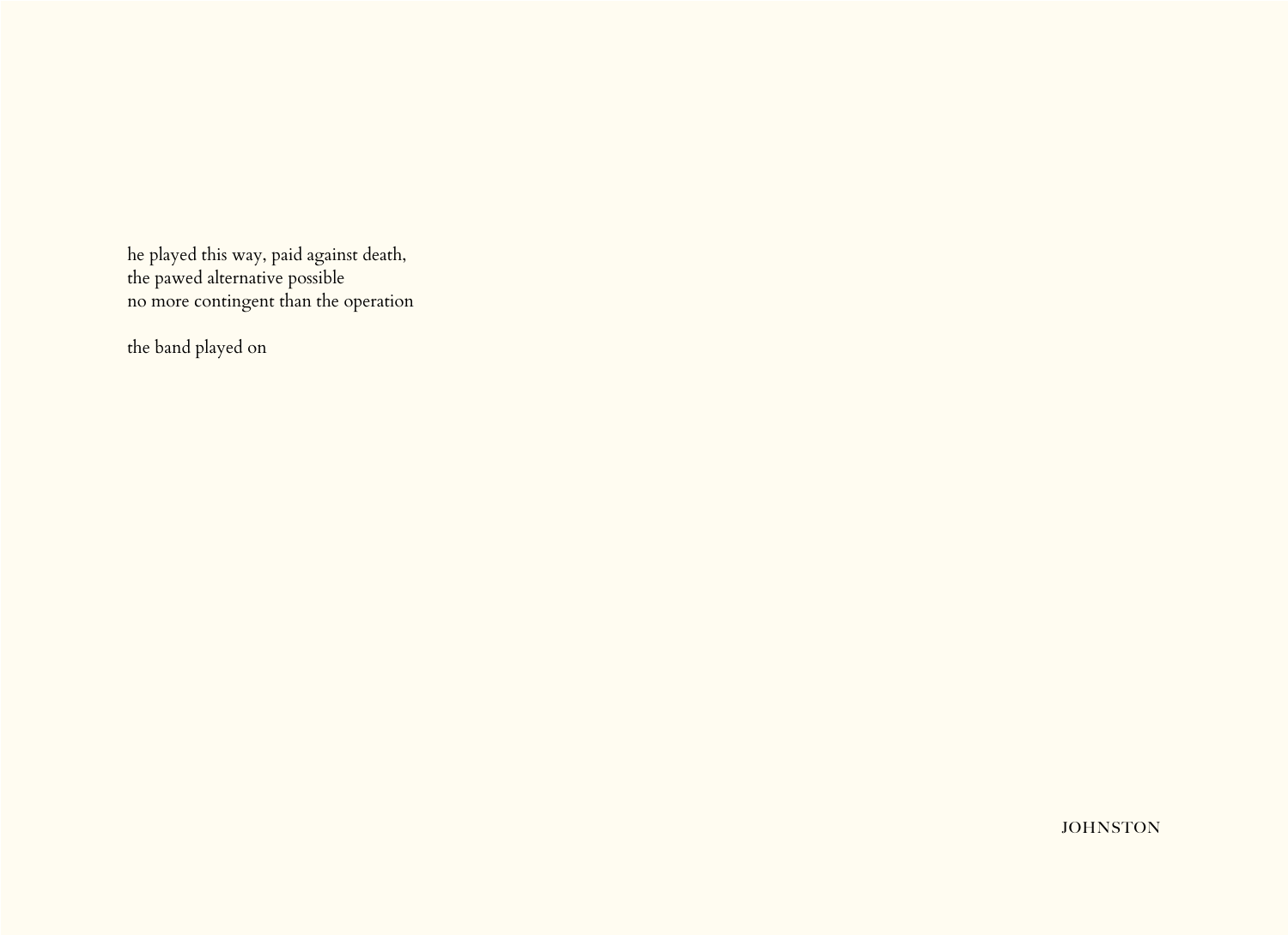he played this way, paid against death,  
the pawed alternative possible  
no more contingent than the operation

the band played on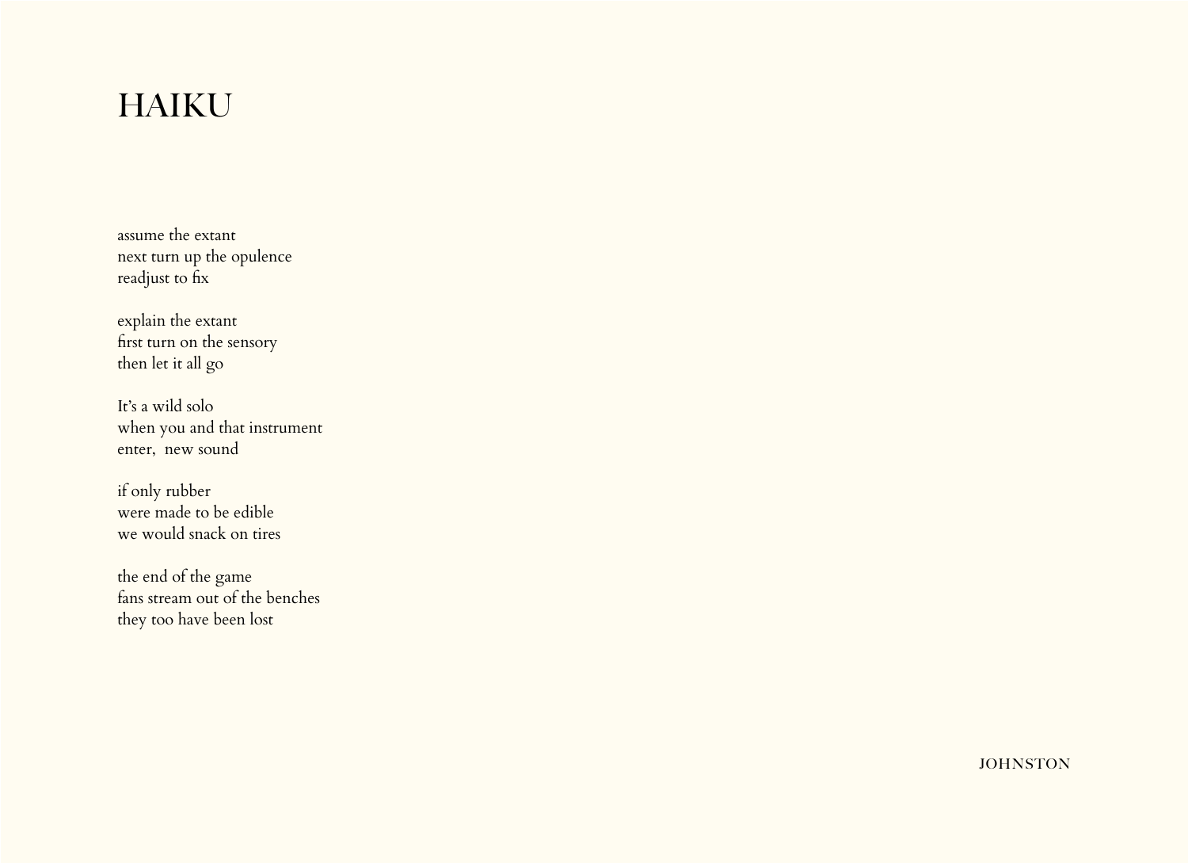# HAIKU

assume the extant  
next turn up the opulence  
readjust to fix

explain the extant  
first turn on the sensory  
then let it all go

It’s a wild solo  
when you and that instrument  
enter,  new sound

if only rubber  
were made to be edible  
we would snack on tires

the end of the game  
fans stream out of the benches  
they too have been lost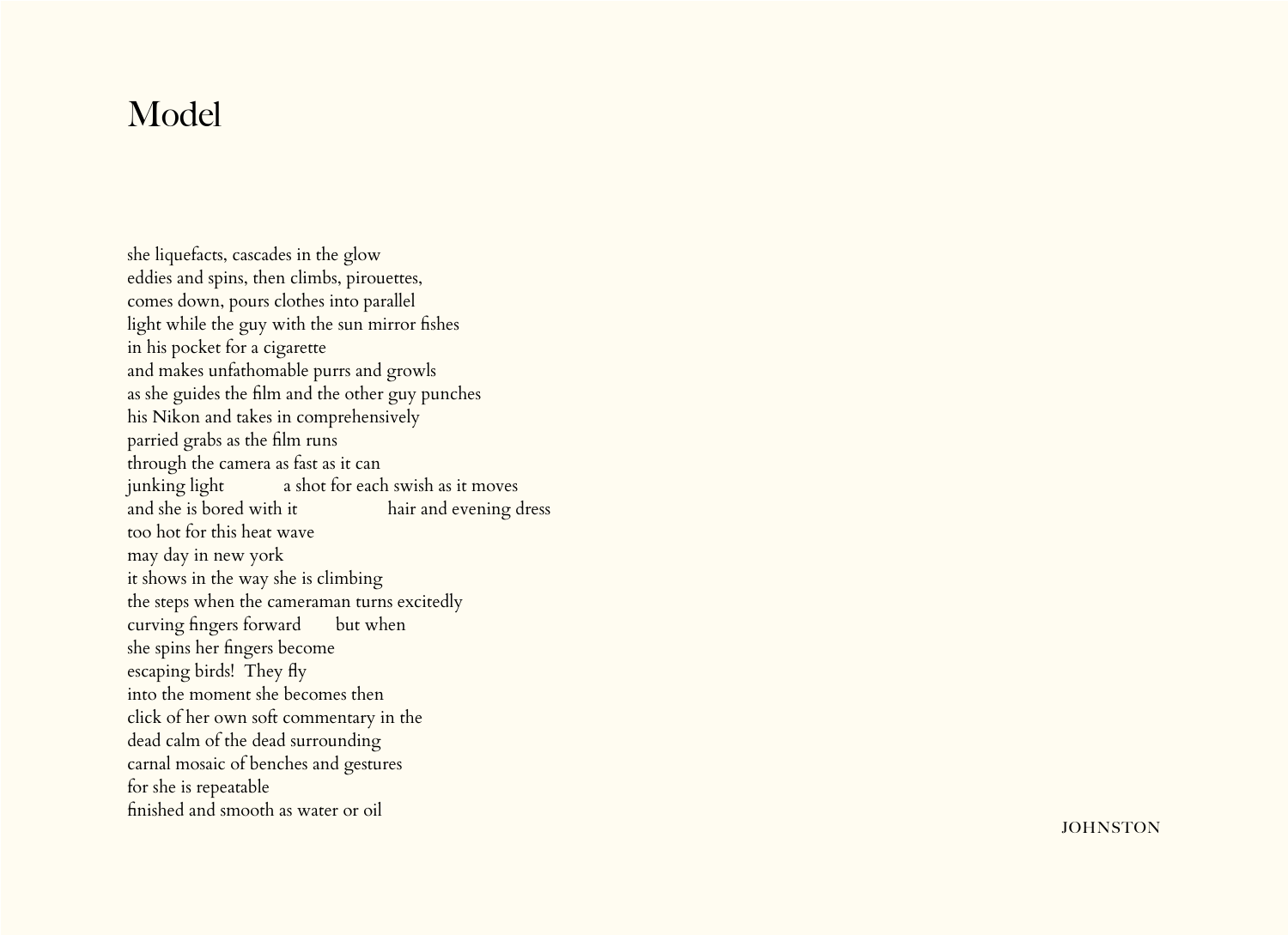# Model

she liquefacts, cascades in the glow
eddies and spins, then climbs, pirouettes,
comes down, pours clothes into parallel
light while the guy with the sun mirror fishes
in his pocket for a cigarette
and makes unfathomable purrs and growls
as she guides the film and the other guy punches
his Nikon and takes in comprehensively
parried grabs as the film runs
through the camera as fast as it can
junking light          a shot for each swish as it moves
and she is bored with it          hair and evening dress
too hot for this heat wave
may day in new york
it shows in the way she is climbing
the steps when the cameraman turns excitedly
curving fingers forward       but when
she spins her fingers become
escaping birds!  They fly
into the moment she becomes then
click of her own soft commentary in the
dead calm of the dead surrounding
carnal mosaic of benches and gestures
for she is repeatable
finished and smooth as water or oil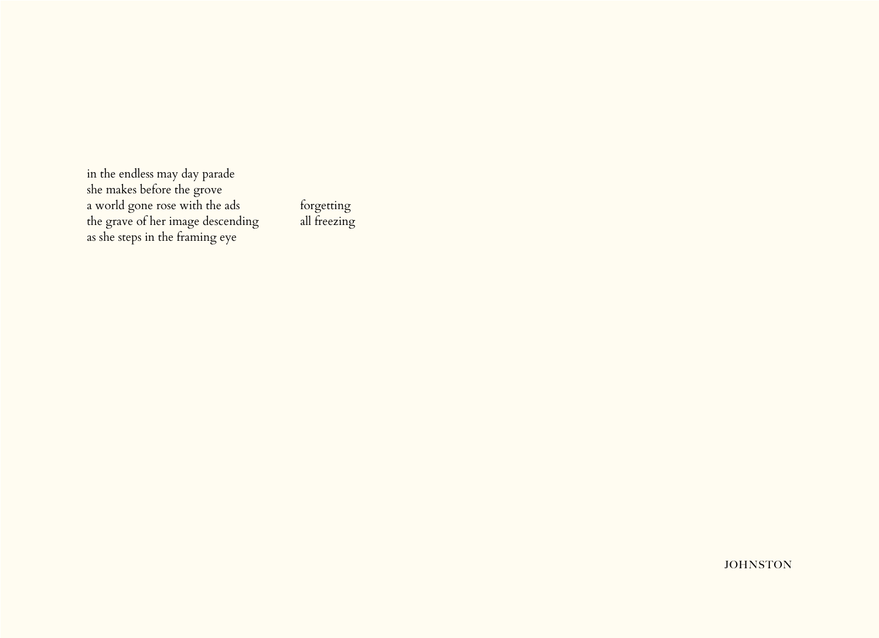in the endless may day parade
she makes before the grove
a world gone rose with the ads          forgetting
the grave of her image descending          all freezing
as she steps in the framing eye